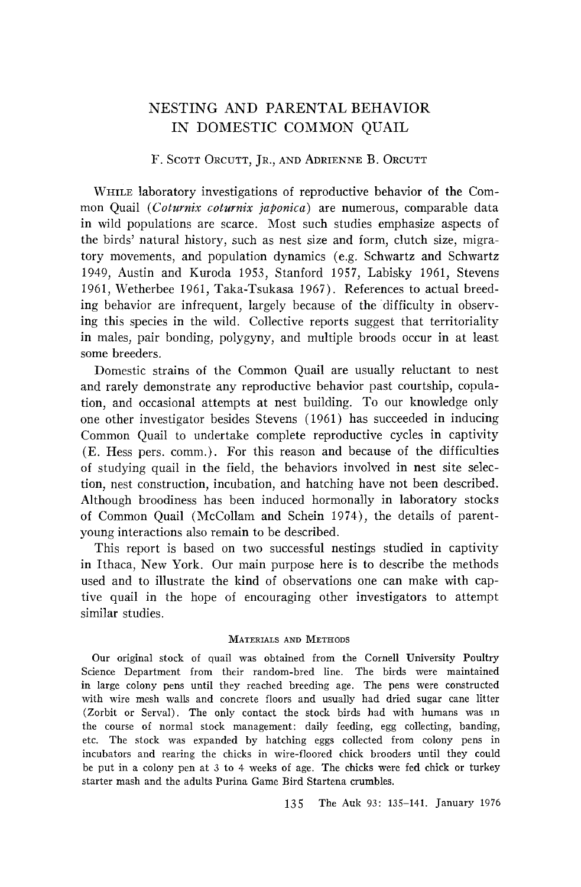# NESTING AND PARENTAL BEHAVIOR IN DOMESTIC COMMON QUAIL

F. SCOTT ORCUTT, JR., AND ADRIENNE B. ORCUTT

WHILE laboratory investigations of reproductive behavior of the Common Quail (*Coturnix coturnix japonica*) are numerous, comparable data in wild populations are scarce. Most such studies emphasize aspects of the birds' natural history, such as nest size and form, clutch size, migratory movements, and population dynamics (e.g. Schwartz and Schwartz 1949, Austin and Kuroda 1953, Stanford 1957, Labisky 1961, Stevens 1961, Wetherbee 1961, Taka-Tsukasa 1967). References to actual breeding behavior are infrequent, largely because of the difficulty in observing this species in the wild. Collective reports suggest that territoriality in males, pair bonding, polygyny, and multiple broods occur in at least some breeders.

Domestic strains of the Common Quail are usually reluctant to nest and rarely demonstrate any reproductive behavior past courtship, copulation, and occasional attempts at nest building. To our knowledge only one other investigator besides Stevens (1961) has succeeded in inducing Common Quail to undertake complete reproductive cycles in captivity (E. Hess pers. comm.). For this reason and because of the difficulties of studying quail in the field, the behaviors involved in nest site selection, nest construction, incubation, and hatching have not been described. Although broodiness has been induced hormonally in laboratory stocks of Common Quail (McCollam and Schein 1974), the details of parent-young interactions also remain to be described.

This report is based on two successful nestings studied in captivity in Ithaca, New York. Our main purpose here is to describe the methods used and to illustrate the kind of observations one can make with captive quail in the hope of encouraging other investigators to attempt similar studies.

## MATERIALS AND METHODS

Our original stock of quail was obtained from the Cornell University Poultry Science Department from their random-bred line. The birds were maintained in large colony pens until they reached breeding age. The pens were constructed with wire mesh walls and concrete floors and usually had dried sugar cane litter (Zorbit or Serval). The only contact the stock birds had with humans was in the course of normal stock management: daily feeding, egg collecting, banding, etc. The stock was expanded by hatching eggs collected from colony pens in incubators and rearing the chicks in wire-floored chick brooders until they could be put in a colony pen at 3 to 4 weeks of age. The chicks were fed chick or turkey starter mash and the adults Purina Game Bird Startena crumbles.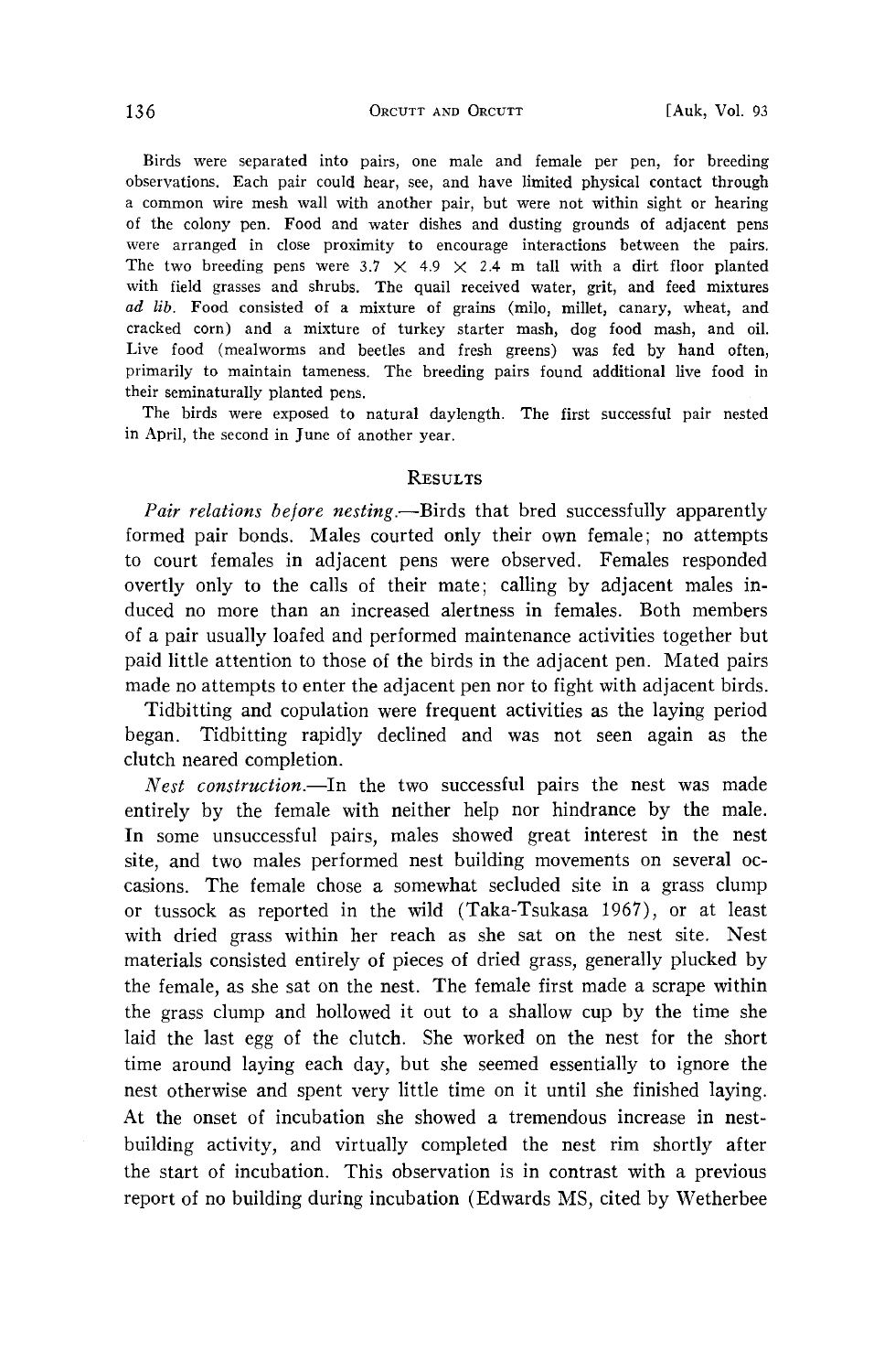Birds were separated into pairs, one male and female per pen, for breeding observations. Each pair could hear, see, and have limited physical contact through a common wire mesh wall with another pair, but were not within sight or hearing of the colony pen. Food and water dishes and dusting grounds of adjacent pens were arranged in close proximity to encourage interactions between the pairs. The two breeding pens were 3.7 × 4.9 × 2.4 m tall with a dirt floor planted with field grasses and shrubs. The quail received water, grit, and feed mixtures *ad lib.* Food consisted of a mixture of grains (milo, millet, canary, wheat, and cracked corn) and a mixture of turkey starter mash, dog food mash, and oil. Live food (mealworms and beetles and fresh greens) was fed by hand often, primarily to maintain tameness. The breeding pairs found additional live food in their seminaturally planted pens.

The birds were exposed to natural daylength. The first successful pair nested in April, the second in June of another year.

## Results

*Pair relations before nesting.*—Birds that bred successfully apparently formed pair bonds. Males courted only their own female; no attempts to court females in adjacent pens were observed. Females responded overtly only to the calls of their mate; calling by adjacent males induced no more than an increased alertness in females. Both members of a pair usually loafed and performed maintenance activities together but paid little attention to those of the birds in the adjacent pen. Mated pairs made no attempts to enter the adjacent pen nor to fight with adjacent birds.

Tidbitting and copulation were frequent activities as the laying period began. Tidbitting rapidly declined and was not seen again as the clutch neared completion.

*Nest construction.*—In the two successful pairs the nest was made entirely by the female with neither help nor hindrance by the male. In some unsuccessful pairs, males showed great interest in the nest site, and two males performed nest building movements on several occasions. The female chose a somewhat secluded site in a grass clump or tussock as reported in the wild (Taka-Tsukasa 1967), or at least with dried grass within her reach as she sat on the nest site. Nest materials consisted entirely of pieces of dried grass, generally plucked by the female, as she sat on the nest. The female first made a scrape within the grass clump and hollowed it out to a shallow cup by the time she laid the last egg of the clutch. She worked on the nest for the short time around laying each day, but she seemed essentially to ignore the nest otherwise and spent very little time on it until she finished laying. At the onset of incubation she showed a tremendous increase in nest-building activity, and virtually completed the nest rim shortly after the start of incubation. This observation is in contrast with a previous report of no building during incubation (Edwards MS, cited by Wetherbee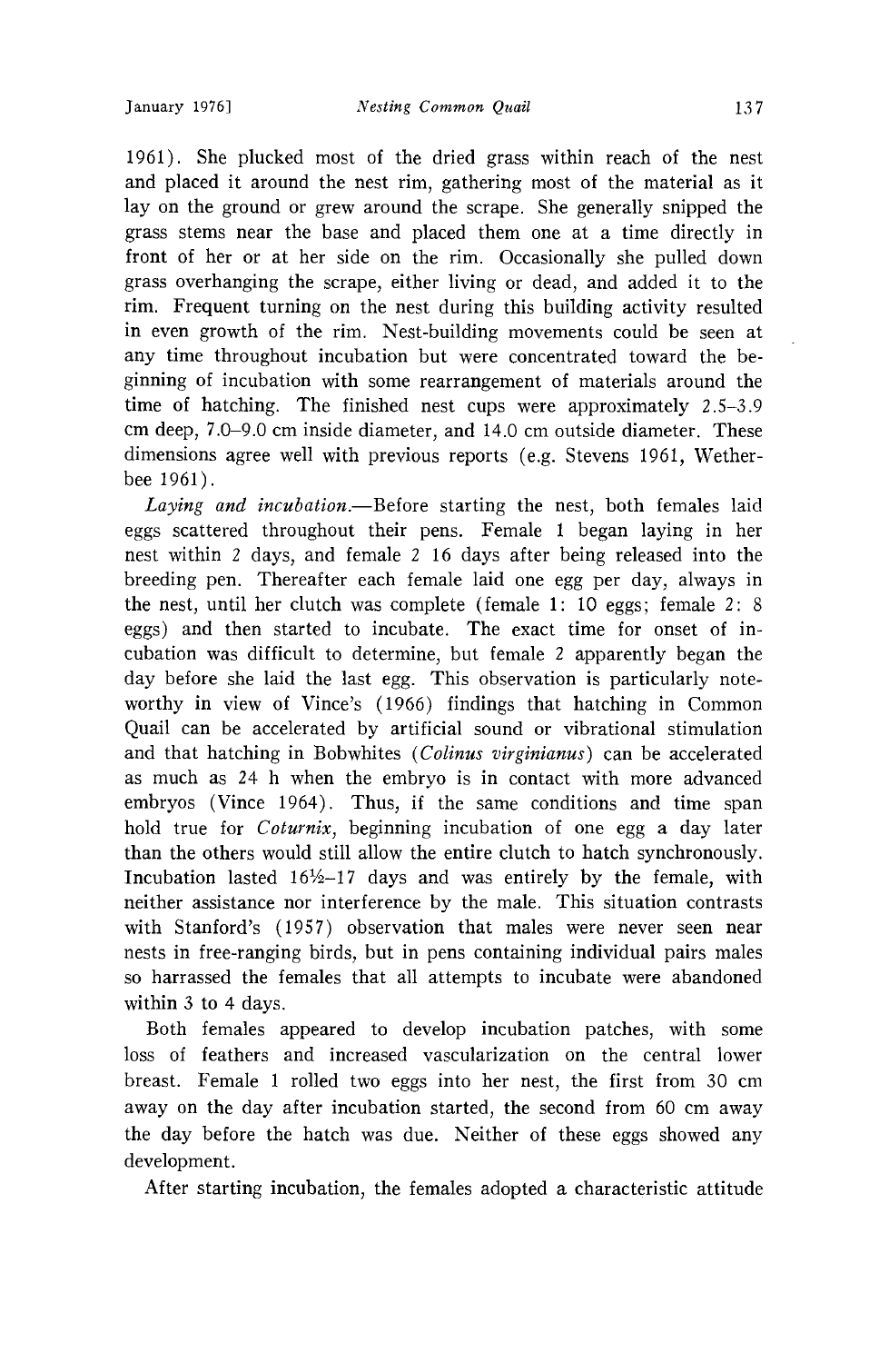1961). She plucked most of the dried grass within reach of the nest and placed it around the nest rim, gathering most of the material as it lay on the ground or grew around the scrape. She generally snipped the grass stems near the base and placed them one at a time directly in front of her or at her side on the rim. Occasionally she pulled down grass overhanging the scrape, either living or dead, and added it to the rim. Frequent turning on the nest during this building activity resulted in even growth of the rim. Nest-building movements could be seen at any time throughout incubation but were concentrated toward the beginning of incubation with some rearrangement of materials around the time of hatching. The finished nest cups were approximately 2.5–3.9 cm deep, 7.0–9.0 cm inside diameter, and 14.0 cm outside diameter. These dimensions agree well with previous reports (e.g. Stevens 1961, Wetherbee 1961).

*Laying and incubation.*—Before starting the nest, both females laid eggs scattered throughout their pens. Female 1 began laying in her nest within 2 days, and female 2 16 days after being released into the breeding pen. Thereafter each female laid one egg per day, always in the nest, until her clutch was complete (female 1: 10 eggs; female 2: 8 eggs) and then started to incubate. The exact time for onset of incubation was difficult to determine, but female 2 apparently began the day before she laid the last egg. This observation is particularly noteworthy in view of Vince's (1966) findings that hatching in Common Quail can be accelerated by artificial sound or vibrational stimulation and that hatching in Bobwhites (*Colinus virginianus*) can be accelerated as much as 24 h when the embryo is in contact with more advanced embryos (Vince 1964). Thus, if the same conditions and time span hold true for *Coturnix*, beginning incubation of one egg a day later than the others would still allow the entire clutch to hatch synchronously. Incubation lasted 16½–17 days and was entirely by the female, with neither assistance nor interference by the male. This situation contrasts with Stanford's (1957) observation that males were never seen near nests in free-ranging birds, but in pens containing individual pairs males so harrassed the females that all attempts to incubate were abandoned within 3 to 4 days.

Both females appeared to develop incubation patches, with some loss of feathers and increased vascularization on the central lower breast. Female 1 rolled two eggs into her nest, the first from 30 cm away on the day after incubation started, the second from 60 cm away the day before the hatch was due. Neither of these eggs showed any development.

After starting incubation, the females adopted a characteristic attitude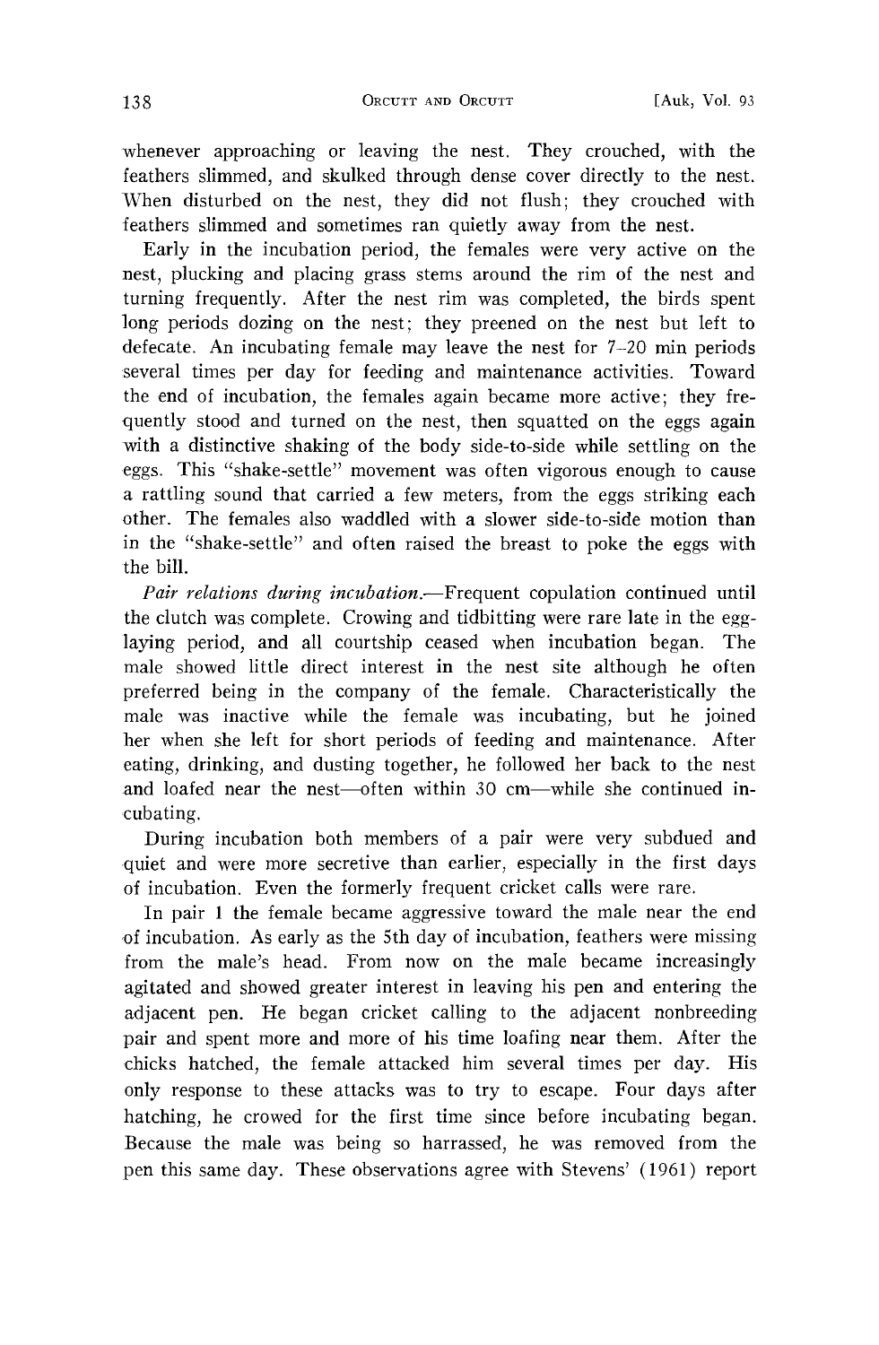whenever approaching or leaving the nest. They crouched, with the feathers slimmed, and skulked through dense cover directly to the nest. When disturbed on the nest, they did not flush; they crouched with feathers slimmed and sometimes ran quietly away from the nest.

Early in the incubation period, the females were very active on the nest, plucking and placing grass stems around the rim of the nest and turning frequently. After the nest rim was completed, the birds spent long periods dozing on the nest; they preened on the nest but left to defecate. An incubating female may leave the nest for 7–20 min periods several times per day for feeding and maintenance activities. Toward the end of incubation, the females again became more active; they frequently stood and turned on the nest, then squatted on the eggs again with a distinctive shaking of the body side-to-side while settling on the eggs. This "shake-settle" movement was often vigorous enough to cause a rattling sound that carried a few meters, from the eggs striking each other. The females also waddled with a slower side-to-side motion than in the "shake-settle" and often raised the breast to poke the eggs with the bill.

*Pair relations during incubation.*—Frequent copulation continued until the clutch was complete. Crowing and tidbitting were rare late in the egg-laying period, and all courtship ceased when incubation began. The male showed little direct interest in the nest site although he often preferred being in the company of the female. Characteristically the male was inactive while the female was incubating, but he joined her when she left for short periods of feeding and maintenance. After eating, drinking, and dusting together, he followed her back to the nest and loafed near the nest—often within 30 cm—while she continued incubating.

During incubation both members of a pair were very subdued and quiet and were more secretive than earlier, especially in the first days of incubation. Even the formerly frequent cricket calls were rare.

In pair 1 the female became aggressive toward the male near the end of incubation. As early as the 5th day of incubation, feathers were missing from the male's head. From now on the male became increasingly agitated and showed greater interest in leaving his pen and entering the adjacent pen. He began cricket calling to the adjacent nonbreeding pair and spent more and more of his time loafing near them. After the chicks hatched, the female attacked him several times per day. His only response to these attacks was to try to escape. Four days after hatching, he crowed for the first time since before incubating began. Because the male was being so harrassed, he was removed from the pen this same day. These observations agree with Stevens' (1961) report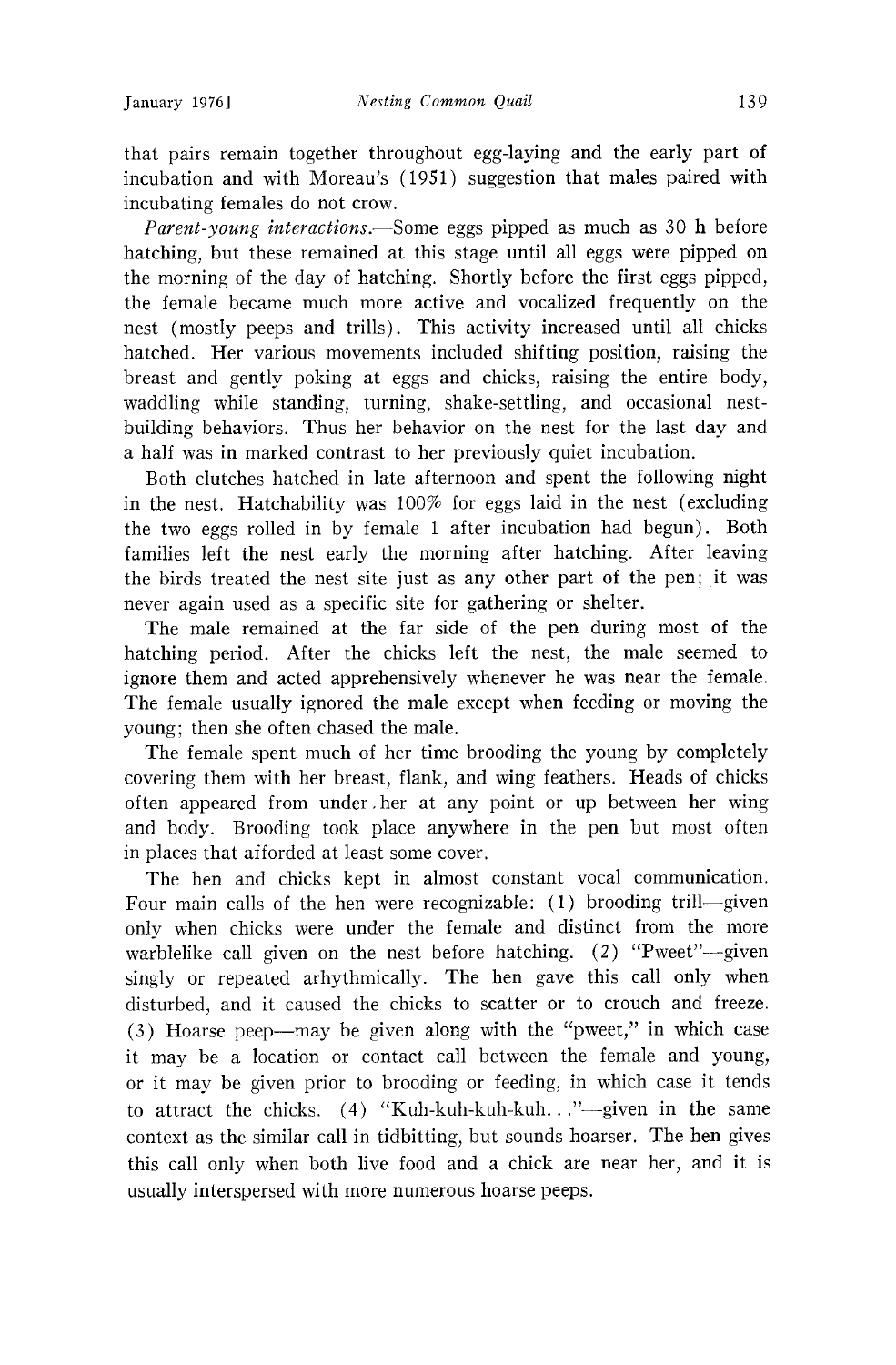that pairs remain together throughout egg-laying and the early part of incubation and with Moreau's (1951) suggestion that males paired with incubating females do not crow.

*Parent-young interactions.*—Some eggs pipped as much as 30 h before hatching, but these remained at this stage until all eggs were pipped on the morning of the day of hatching. Shortly before the first eggs pipped, the female became much more active and vocalized frequently on the nest (mostly peeps and trills). This activity increased until all chicks hatched. Her various movements included shifting position, raising the breast and gently poking at eggs and chicks, raising the entire body, waddling while standing, turning, shake-settling, and occasional nest-building behaviors. Thus her behavior on the nest for the last day and a half was in marked contrast to her previously quiet incubation.

Both clutches hatched in late afternoon and spent the following night in the nest. Hatchability was 100% for eggs laid in the nest (excluding the two eggs rolled in by female 1 after incubation had begun). Both families left the nest early the morning after hatching. After leaving the birds treated the nest site just as any other part of the pen; it was never again used as a specific site for gathering or shelter.

The male remained at the far side of the pen during most of the hatching period. After the chicks left the nest, the male seemed to ignore them and acted apprehensively whenever he was near the female. The female usually ignored the male except when feeding or moving the young; then she often chased the male.

The female spent much of her time brooding the young by completely covering them with her breast, flank, and wing feathers. Heads of chicks often appeared from under her at any point or up between her wing and body. Brooding took place anywhere in the pen but most often in places that afforded at least some cover.

The hen and chicks kept in almost constant vocal communication. Four main calls of the hen were recognizable: (1) brooding trill—given only when chicks were under the female and distinct from the more warblelike call given on the nest before hatching. (2) "Pweet"—given singly or repeated arhythmically. The hen gave this call only when disturbed, and it caused the chicks to scatter or to crouch and freeze. (3) Hoarse peep—may be given along with the "pweet," in which case it may be a location or contact call between the female and young, or it may be given prior to brooding or feeding, in which case it tends to attract the chicks. (4) "Kuh-kuh-kuh-kuh. . ."—given in the same context as the similar call in tidbitting, but sounds hoarser. The hen gives this call only when both live food and a chick are near her, and it is usually interspersed with more numerous hoarse peeps.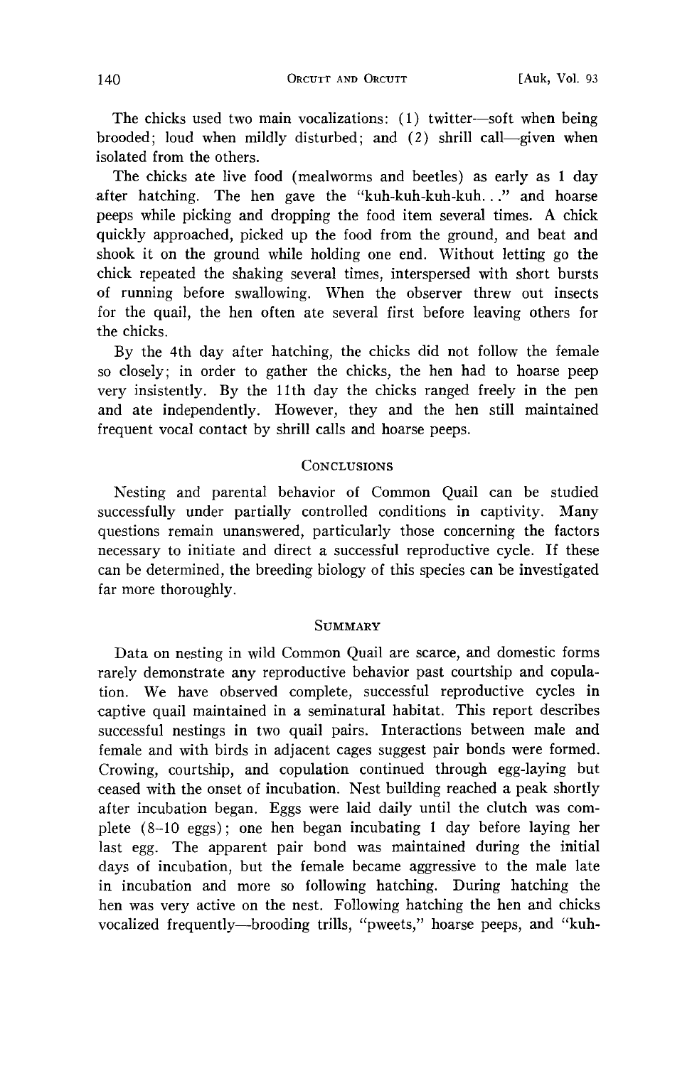The chicks used two main vocalizations: (1) twitter—soft when being brooded; loud when mildly disturbed; and (2) shrill call—given when isolated from the others.

The chicks ate live food (mealworms and beetles) as early as 1 day after hatching. The hen gave the "kuh-kuh-kuh-kuh. . ." and hoarse peeps while picking and dropping the food item several times. A chick quickly approached, picked up the food from the ground, and beat and shook it on the ground while holding one end. Without letting go the chick repeated the shaking several times, interspersed with short bursts of running before swallowing. When the observer threw out insects for the quail, the hen often ate several first before leaving others for the chicks.

By the 4th day after hatching, the chicks did not follow the female so closely; in order to gather the chicks, the hen had to hoarse peep very insistently. By the 11th day the chicks ranged freely in the pen and ate independently. However, they and the hen still maintained frequent vocal contact by shrill calls and hoarse peeps.

## Conclusions

Nesting and parental behavior of Common Quail can be studied successfully under partially controlled conditions in captivity. Many questions remain unanswered, particularly those concerning the factors necessary to initiate and direct a successful reproductive cycle. If these can be determined, the breeding biology of this species can be investigated far more thoroughly.

## Summary

Data on nesting in wild Common Quail are scarce, and domestic forms rarely demonstrate any reproductive behavior past courtship and copulation. We have observed complete, successful reproductive cycles in captive quail maintained in a seminatural habitat. This report describes successful nestings in two quail pairs. Interactions between male and female and with birds in adjacent cages suggest pair bonds were formed. Crowing, courtship, and copulation continued through egg-laying but ceased with the onset of incubation. Nest building reached a peak shortly after incubation began. Eggs were laid daily until the clutch was complete (8–10 eggs); one hen began incubating 1 day before laying her last egg. The apparent pair bond was maintained during the initial days of incubation, but the female became aggressive to the male late in incubation and more so following hatching. During hatching the hen was very active on the nest. Following hatching the hen and chicks vocalized frequently—brooding trills, "pweets," hoarse peeps, and "kuh-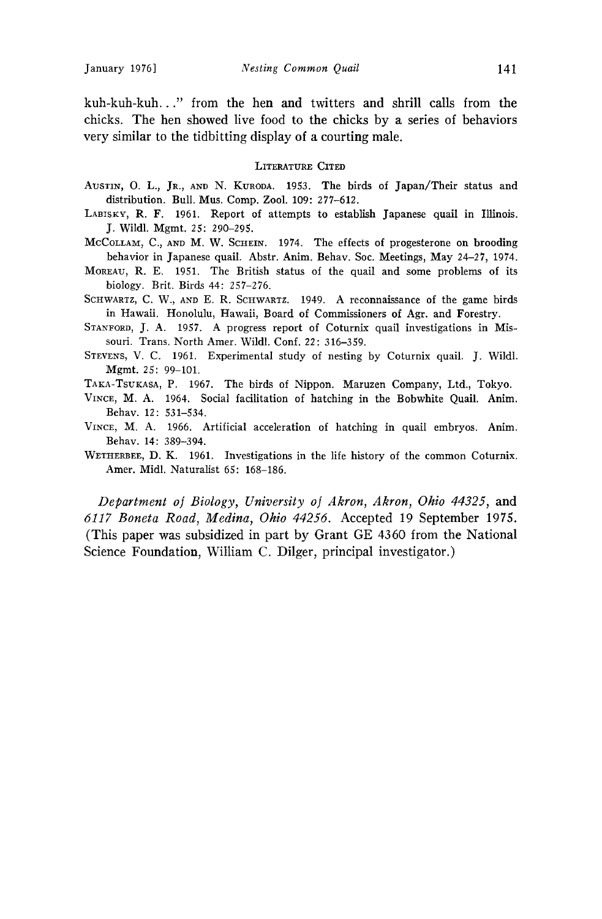kuh-kuh-kuh..." from the hen and twitters and shrill calls from the chicks. The hen showed live food to the chicks by a series of behaviors very similar to the tidbitting display of a courting male.

### Literature Cited

Austin, O. L., Jr., and N. Kuroda. 1953. The birds of Japan/Their status and distribution. Bull. Mus. Comp. Zool. 109: 277–612.

Labisky, R. F. 1961. Report of attempts to establish Japanese quail in Illinois. J. Wildl. Mgmt. 25: 290–295.

McCollam, C., and M. W. Schein. 1974. The effects of progesterone on brooding behavior in Japanese quail. Abstr. Anim. Behav. Soc. Meetings, May 24–27, 1974.

Moreau, R. E. 1951. The British status of the quail and some problems of its biology. Brit. Birds 44: 257–276.

Schwartz, C. W., and E. R. Schwartz. 1949. A reconnaissance of the game birds in Hawaii. Honolulu, Hawaii, Board of Commissioners of Agr. and Forestry.

Stanford, J. A. 1957. A progress report of Coturnix quail investigations in Missouri. Trans. North Amer. Wildl. Conf. 22: 316–359.

Stevens, V. C. 1961. Experimental study of nesting by Coturnix quail. J. Wildl. Mgmt. 25: 99–101.

Taka-Tsukasa, P. 1967. The birds of Nippon. Maruzen Company, Ltd., Tokyo.

Vince, M. A. 1964. Social facilitation of hatching in the Bobwhite Quail. Anim. Behav. 12: 531–534.

Vince, M. A. 1966. Artificial acceleration of hatching in quail embryos. Anim. Behav. 14: 389–394.

Wetherbee, D. K. 1961. Investigations in the life history of the common Coturnix. Amer. Midl. Naturalist 65: 168–186.

*Department of Biology, University of Akron, Akron, Ohio 44325*, and *6117 Boneta Road, Medina, Ohio 44256*. Accepted 19 September 1975. (This paper was subsidized in part by Grant GE 4360 from the National Science Foundation, William C. Dilger, principal investigator.)